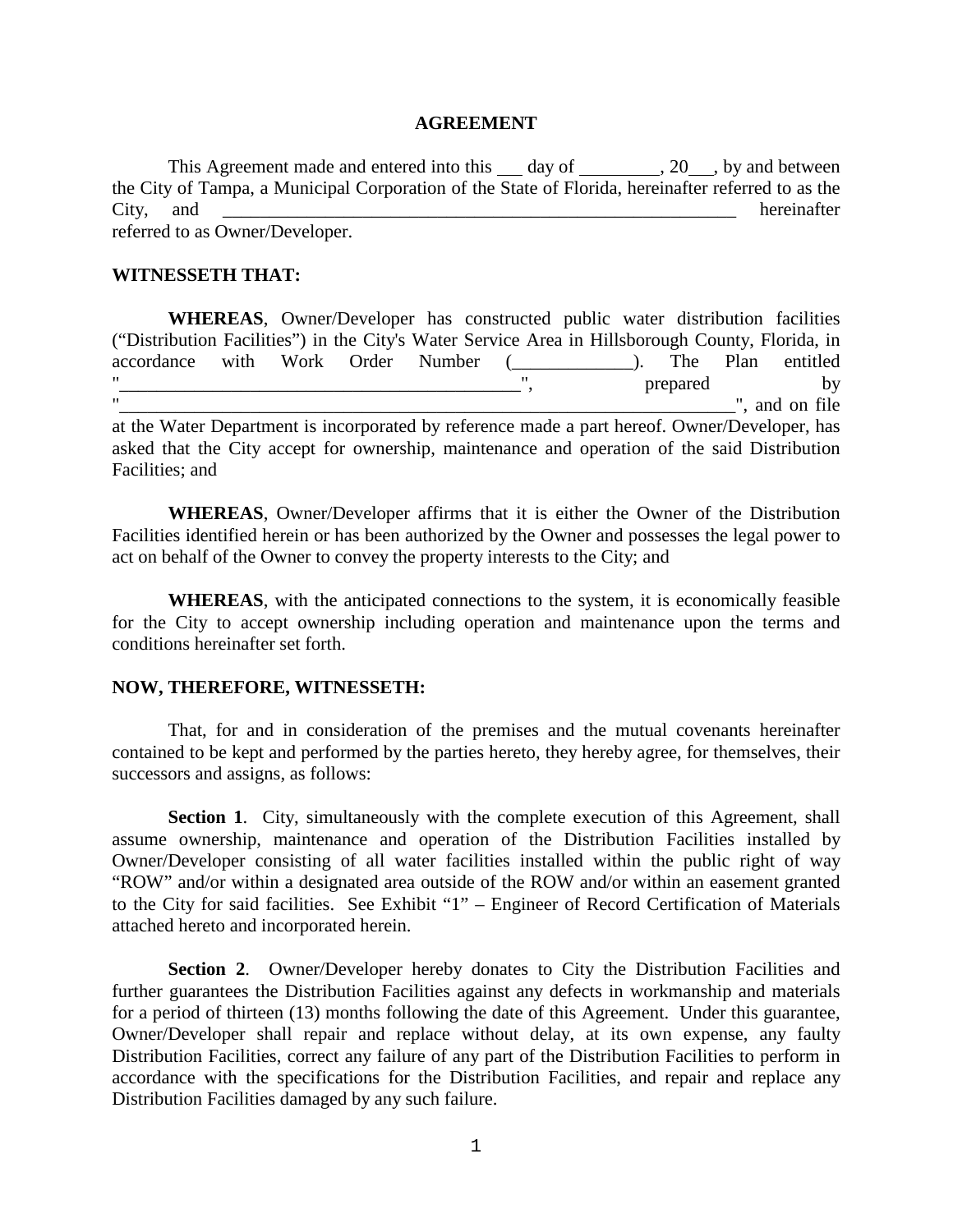# AGREEMENT

This Agreement made and entered into this ___ day of _________, 20___, by and between the City of Tampa, a Municipal Corporation of the State of Florida, hereinafter referred to as the City, and ____________________________________________________________ hereinafter referred to as Owner/Developer.

**WITNESSETH THAT:**

**WHEREAS**, Owner/Developer has constructed public water distribution facilities ("Distribution Facilities") in the City's Water Service Area in Hillsborough County, Florida, in accordance with Work Order Number (_____________). The Plan entitled "____________________________________________", prepared by "____________________________________________________________________", and on file at the Water Department is incorporated by reference made a part hereof. Owner/Developer, has asked that the City accept for ownership, maintenance and operation of the said Distribution Facilities; and

**WHEREAS**, Owner/Developer affirms that it is either the Owner of the Distribution Facilities identified herein or has been authorized by the Owner and possesses the legal power to act on behalf of the Owner to convey the property interests to the City; and

**WHEREAS**, with the anticipated connections to the system, it is economically feasible for the City to accept ownership including operation and maintenance upon the terms and conditions hereinafter set forth.

**NOW, THEREFORE, WITNESSETH:**

That, for and in consideration of the premises and the mutual covenants hereinafter contained to be kept and performed by the parties hereto, they hereby agree, for themselves, their successors and assigns, as follows:

**Section 1**. City, simultaneously with the complete execution of this Agreement, shall assume ownership, maintenance and operation of the Distribution Facilities installed by Owner/Developer consisting of all water facilities installed within the public right of way "ROW" and/or within a designated area outside of the ROW and/or within an easement granted to the City for said facilities. See Exhibit "1" – Engineer of Record Certification of Materials attached hereto and incorporated herein.

**Section 2**. Owner/Developer hereby donates to City the Distribution Facilities and further guarantees the Distribution Facilities against any defects in workmanship and materials for a period of thirteen (13) months following the date of this Agreement. Under this guarantee, Owner/Developer shall repair and replace without delay, at its own expense, any faulty Distribution Facilities, correct any failure of any part of the Distribution Facilities to perform in accordance with the specifications for the Distribution Facilities, and repair and replace any Distribution Facilities damaged by any such failure.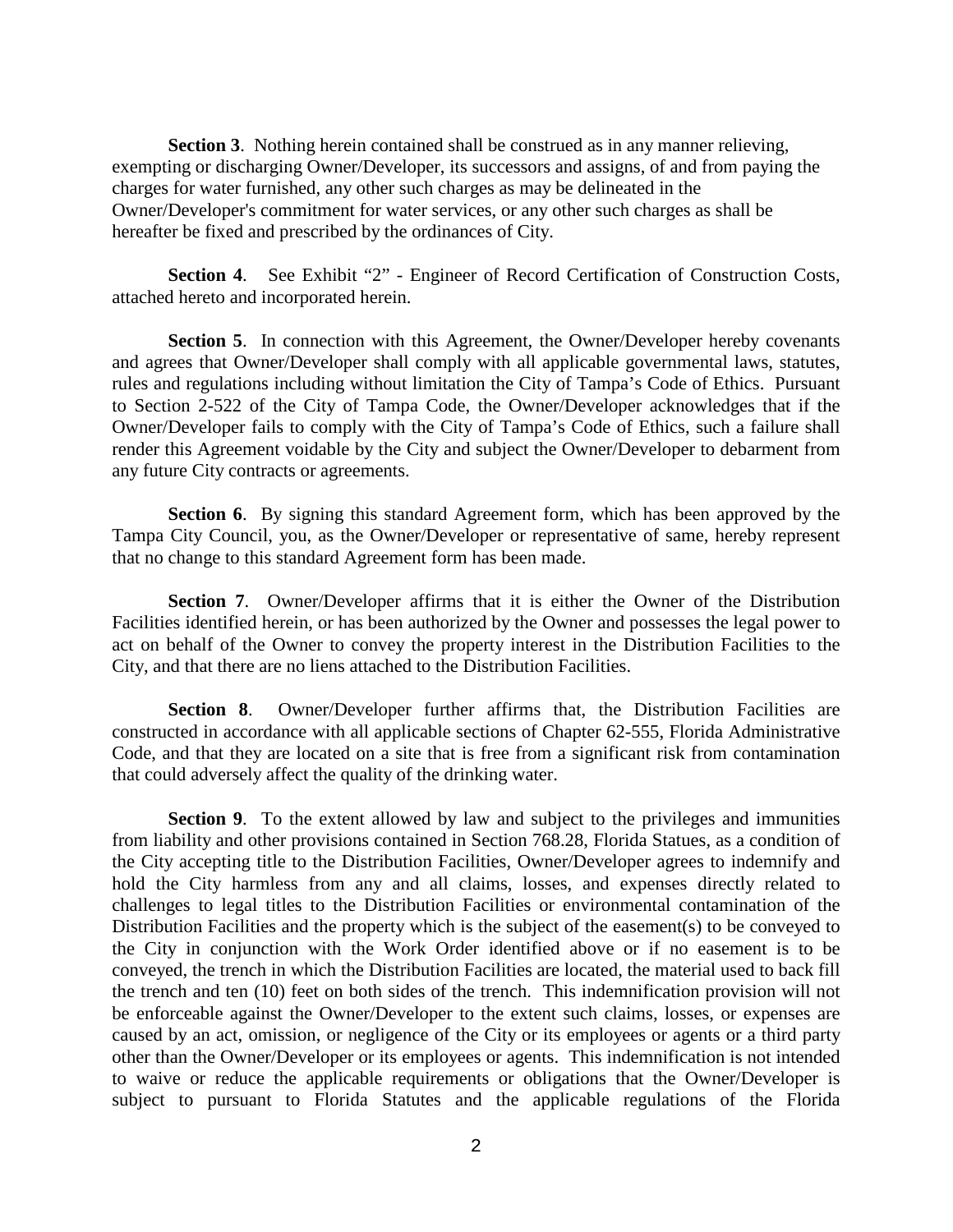**Section 3**. Nothing herein contained shall be construed as in any manner relieving, exempting or discharging Owner/Developer, its successors and assigns, of and from paying the charges for water furnished, any other such charges as may be delineated in the Owner/Developer's commitment for water services, or any other such charges as shall be hereafter be fixed and prescribed by the ordinances of City.

**Section 4**. See Exhibit "2" - Engineer of Record Certification of Construction Costs, attached hereto and incorporated herein.

**Section 5**. In connection with this Agreement, the Owner/Developer hereby covenants and agrees that Owner/Developer shall comply with all applicable governmental laws, statutes, rules and regulations including without limitation the City of Tampa's Code of Ethics. Pursuant to Section 2-522 of the City of Tampa Code, the Owner/Developer acknowledges that if the Owner/Developer fails to comply with the City of Tampa's Code of Ethics, such a failure shall render this Agreement voidable by the City and subject the Owner/Developer to debarment from any future City contracts or agreements.

**Section 6**. By signing this standard Agreement form, which has been approved by the Tampa City Council, you, as the Owner/Developer or representative of same, hereby represent that no change to this standard Agreement form has been made.

**Section 7**. Owner/Developer affirms that it is either the Owner of the Distribution Facilities identified herein, or has been authorized by the Owner and possesses the legal power to act on behalf of the Owner to convey the property interest in the Distribution Facilities to the City, and that there are no liens attached to the Distribution Facilities.

**Section 8**. Owner/Developer further affirms that, the Distribution Facilities are constructed in accordance with all applicable sections of Chapter 62-555, Florida Administrative Code, and that they are located on a site that is free from a significant risk from contamination that could adversely affect the quality of the drinking water.

**Section 9**. To the extent allowed by law and subject to the privileges and immunities from liability and other provisions contained in Section 768.28, Florida Statues, as a condition of the City accepting title to the Distribution Facilities, Owner/Developer agrees to indemnify and hold the City harmless from any and all claims, losses, and expenses directly related to challenges to legal titles to the Distribution Facilities or environmental contamination of the Distribution Facilities and the property which is the subject of the easement(s) to be conveyed to the City in conjunction with the Work Order identified above or if no easement is to be conveyed, the trench in which the Distribution Facilities are located, the material used to back fill the trench and ten (10) feet on both sides of the trench. This indemnification provision will not be enforceable against the Owner/Developer to the extent such claims, losses, or expenses are caused by an act, omission, or negligence of the City or its employees or agents or a third party other than the Owner/Developer or its employees or agents. This indemnification is not intended to waive or reduce the applicable requirements or obligations that the Owner/Developer is subject to pursuant to Florida Statutes and the applicable regulations of the Florida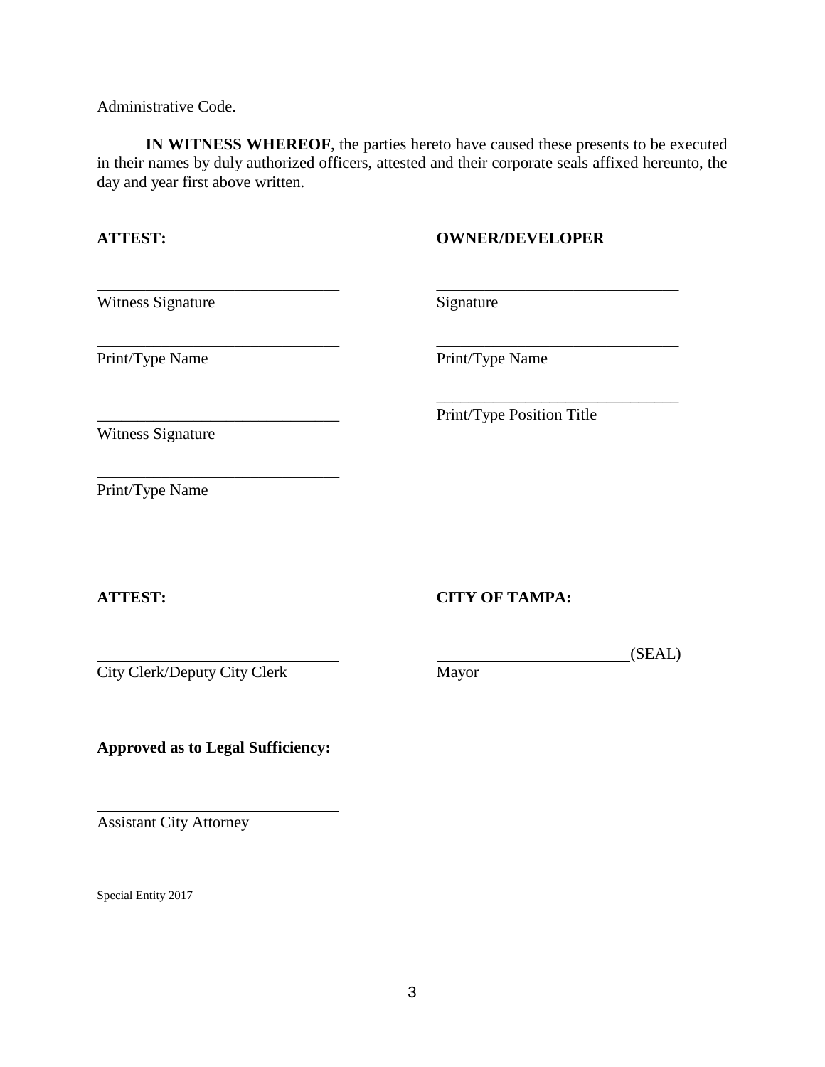Administrative Code.

**IN WITNESS WHEREOF**, the parties hereto have caused these presents to be executed in their names by duly authorized officers, attested and their corporate seals affixed hereunto, the day and year first above written.

| **ATTEST:** | **OWNER/DEVELOPER** |
| --- | --- |
| ______________________________ Witness Signature | ______________________________ Signature |
| ______________________________ Print/Type Name | ______________________________ Print/Type Name |
| ______________________________ Witness Signature | ______________________________ Print/Type Position Title |
| ______________________________ Print/Type Name | |

| **ATTEST:** | **CITY OF TAMPA:** |
| --- | --- |
| ______________________________ City Clerk/Deputy City Clerk | ________________________(SEAL) Mayor |

**Approved as to Legal Sufficiency:**

______________________________
Assistant City Attorney

Special Entity 2017